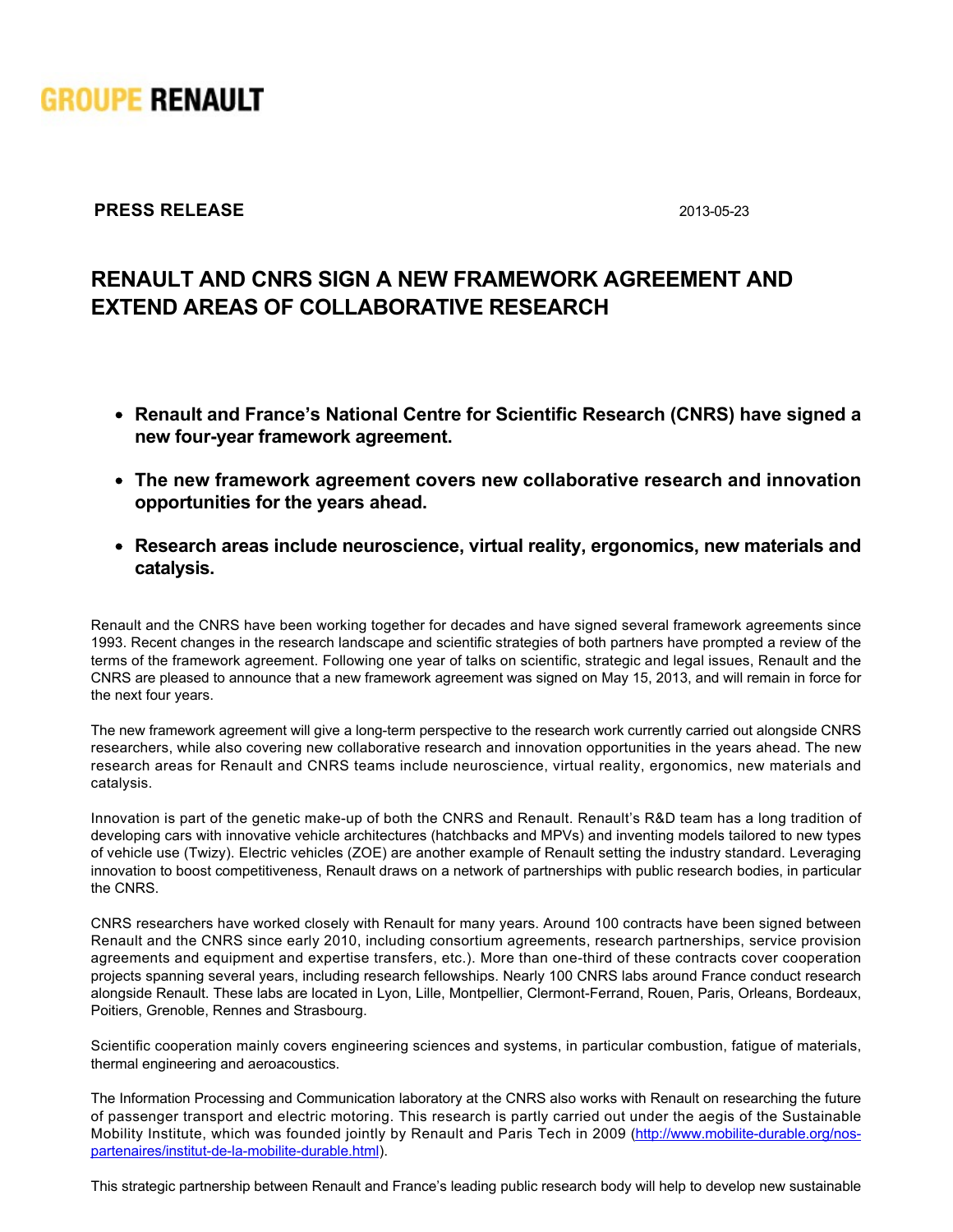GROUPE RENAULT

**PRESS RELEASE** 2013-05-23

# RENAULT AND CNRS SIGN A NEW FRAMEWORK AGREEMENT AND EXTEND AREAS OF COLLABORATIVE RESEARCH

- **Renault and France's National Centre for Scientific Research (CNRS) have signed a new four-year framework agreement.**
- **The new framework agreement covers new collaborative research and innovation opportunities for the years ahead.**
- **Research areas include neuroscience, virtual reality, ergonomics, new materials and catalysis.**

Renault and the CNRS have been working together for decades and have signed several framework agreements since 1993. Recent changes in the research landscape and scientific strategies of both partners have prompted a review of the terms of the framework agreement. Following one year of talks on scientific, strategic and legal issues, Renault and the CNRS are pleased to announce that a new framework agreement was signed on May 15, 2013, and will remain in force for the next four years.

The new framework agreement will give a long-term perspective to the research work currently carried out alongside CNRS researchers, while also covering new collaborative research and innovation opportunities in the years ahead. The new research areas for Renault and CNRS teams include neuroscience, virtual reality, ergonomics, new materials and catalysis.

Innovation is part of the genetic make-up of both the CNRS and Renault. Renault's R&D team has a long tradition of developing cars with innovative vehicle architectures (hatchbacks and MPVs) and inventing models tailored to new types of vehicle use (Twizy). Electric vehicles (ZOE) are another example of Renault setting the industry standard. Leveraging innovation to boost competitiveness, Renault draws on a network of partnerships with public research bodies, in particular the CNRS.

CNRS researchers have worked closely with Renault for many years. Around 100 contracts have been signed between Renault and the CNRS since early 2010, including consortium agreements, research partnerships, service provision agreements and equipment and expertise transfers, etc.). More than one-third of these contracts cover cooperation projects spanning several years, including research fellowships. Nearly 100 CNRS labs around France conduct research alongside Renault. These labs are located in Lyon, Lille, Montpellier, Clermont-Ferrand, Rouen, Paris, Orleans, Bordeaux, Poitiers, Grenoble, Rennes and Strasbourg.

Scientific cooperation mainly covers engineering sciences and systems, in particular combustion, fatigue of materials, thermal engineering and aeroacoustics.

The Information Processing and Communication laboratory at the CNRS also works with Renault on researching the future of passenger transport and electric motoring. This research is partly carried out under the aegis of the Sustainable Mobility Institute, which was founded jointly by Renault and Paris Tech in 2009 (http://www.mobilite-durable.org/nos-partenaires/institut-de-la-mobilite-durable.html).

This strategic partnership between Renault and France's leading public research body will help to develop new sustainable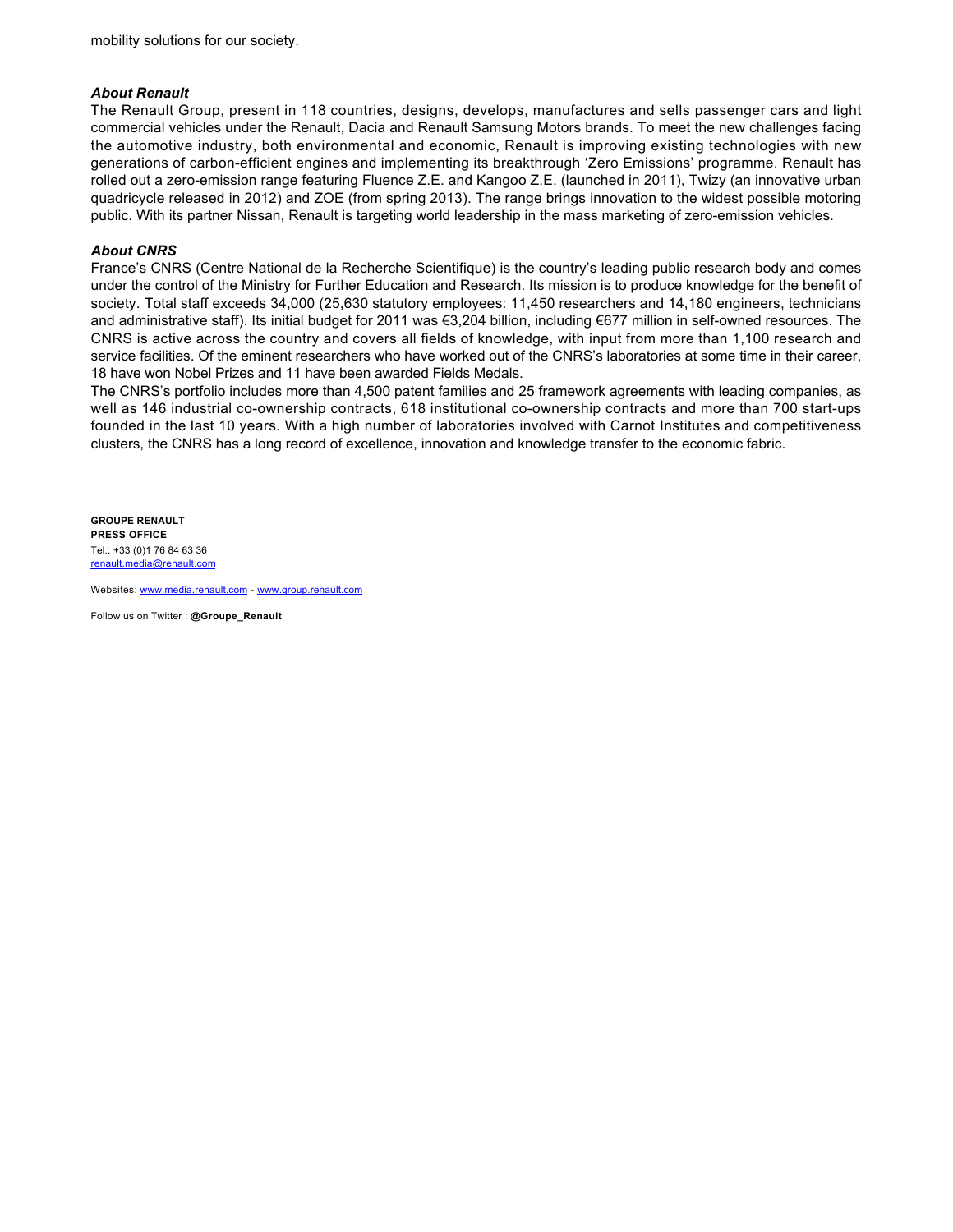mobility solutions for our society.

***About Renault***

The Renault Group, present in 118 countries, designs, develops, manufactures and sells passenger cars and light commercial vehicles under the Renault, Dacia and Renault Samsung Motors brands. To meet the new challenges facing the automotive industry, both environmental and economic, Renault is improving existing technologies with new generations of carbon-efficient engines and implementing its breakthrough 'Zero Emissions' programme. Renault has rolled out a zero-emission range featuring Fluence Z.E. and Kangoo Z.E. (launched in 2011), Twizy (an innovative urban quadricycle released in 2012) and ZOE (from spring 2013). The range brings innovation to the widest possible motoring public. With its partner Nissan, Renault is targeting world leadership in the mass marketing of zero-emission vehicles.

***About CNRS***

France's CNRS (Centre National de la Recherche Scientifique) is the country's leading public research body and comes under the control of the Ministry for Further Education and Research. Its mission is to produce knowledge for the benefit of society. Total staff exceeds 34,000 (25,630 statutory employees: 11,450 researchers and 14,180 engineers, technicians and administrative staff). Its initial budget for 2011 was €3,204 billion, including €677 million in self-owned resources. The CNRS is active across the country and covers all fields of knowledge, with input from more than 1,100 research and service facilities. Of the eminent researchers who have worked out of the CNRS's laboratories at some time in their career, 18 have won Nobel Prizes and 11 have been awarded Fields Medals.

The CNRS's portfolio includes more than 4,500 patent families and 25 framework agreements with leading companies, as well as 146 industrial co-ownership contracts, 618 institutional co-ownership contracts and more than 700 start-ups founded in the last 10 years. With a high number of laboratories involved with Carnot Institutes and competitiveness clusters, the CNRS has a long record of excellence, innovation and knowledge transfer to the economic fabric.

**GROUPE RENAULT**
**PRESS OFFICE**
Tel.: +33 (0)1 76 84 63 36
renault.media@renault.com

Websites: www.media.renault.com - www.group.renault.com

Follow us on Twitter : **@Groupe_Renault**